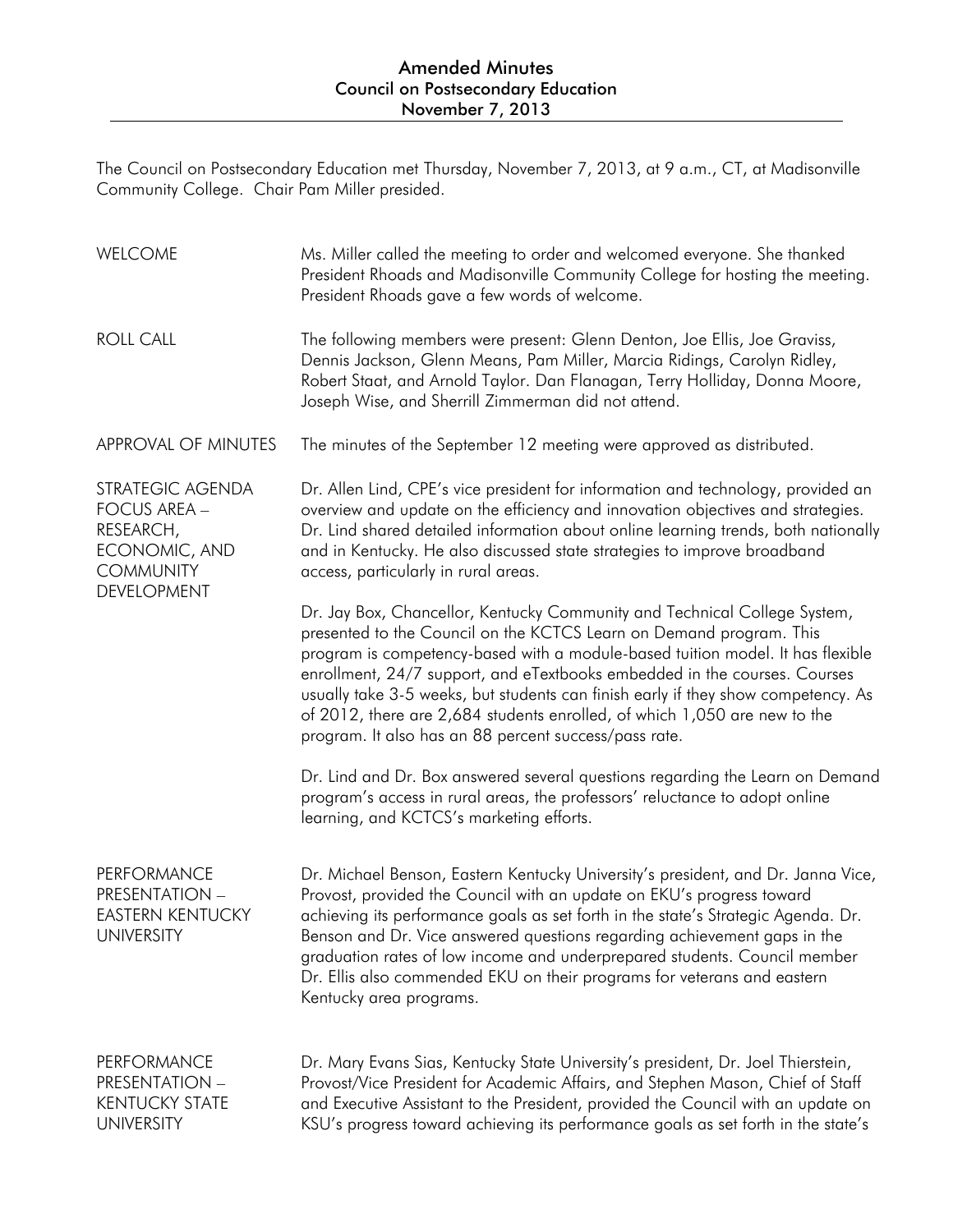# Amended Minutes
## Council on Postsecondary Education
## November 7, 2013

The Council on Postsecondary Education met Thursday, November 7, 2013, at 9 a.m., CT, at Madisonville Community College. Chair Pam Miller presided.

**WELCOME**

Ms. Miller called the meeting to order and welcomed everyone. She thanked President Rhoads and Madisonville Community College for hosting the meeting. President Rhoads gave a few words of welcome.

**ROLL CALL**

The following members were present: Glenn Denton, Joe Ellis, Joe Graviss, Dennis Jackson, Glenn Means, Pam Miller, Marcia Ridings, Carolyn Ridley, Robert Staat, and Arnold Taylor. Dan Flanagan, Terry Holliday, Donna Moore, Joseph Wise, and Sherrill Zimmerman did not attend.

**APPROVAL OF MINUTES**

The minutes of the September 12 meeting were approved as distributed.

**STRATEGIC AGENDA FOCUS AREA – RESEARCH, ECONOMIC, AND COMMUNITY DEVELOPMENT**

Dr. Allen Lind, CPE's vice president for information and technology, provided an overview and update on the efficiency and innovation objectives and strategies. Dr. Lind shared detailed information about online learning trends, both nationally and in Kentucky. He also discussed state strategies to improve broadband access, particularly in rural areas.

Dr. Jay Box, Chancellor, Kentucky Community and Technical College System, presented to the Council on the KCTCS Learn on Demand program. This program is competency-based with a module-based tuition model. It has flexible enrollment, 24/7 support, and eTextbooks embedded in the courses. Courses usually take 3-5 weeks, but students can finish early if they show competency. As of 2012, there are 2,684 students enrolled, of which 1,050 are new to the program. It also has an 88 percent success/pass rate.

Dr. Lind and Dr. Box answered several questions regarding the Learn on Demand program's access in rural areas, the professors' reluctance to adopt online learning, and KCTCS's marketing efforts.

**PERFORMANCE PRESENTATION – EASTERN KENTUCKY UNIVERSITY**

Dr. Michael Benson, Eastern Kentucky University's president, and Dr. Janna Vice, Provost, provided the Council with an update on EKU's progress toward achieving its performance goals as set forth in the state's Strategic Agenda. Dr. Benson and Dr. Vice answered questions regarding achievement gaps in the graduation rates of low income and underprepared students. Council member Dr. Ellis also commended EKU on their programs for veterans and eastern Kentucky area programs.

**PERFORMANCE PRESENTATION – KENTUCKY STATE UNIVERSITY**

Dr. Mary Evans Sias, Kentucky State University's president, Dr. Joel Thierstein, Provost/Vice President for Academic Affairs, and Stephen Mason, Chief of Staff and Executive Assistant to the President, provided the Council with an update on KSU's progress toward achieving its performance goals as set forth in the state's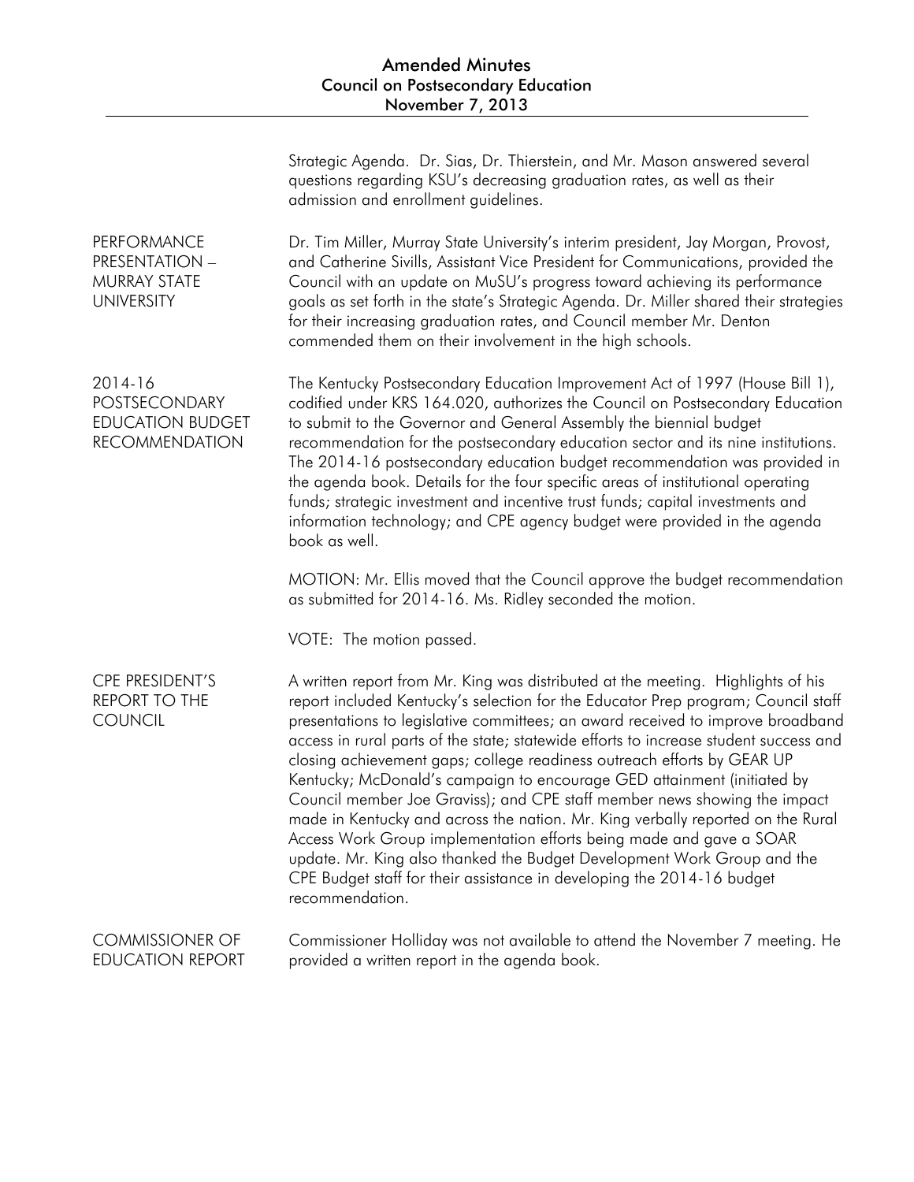Strategic Agenda. Dr. Sias, Dr. Thierstein, and Mr. Mason answered several questions regarding KSU's decreasing graduation rates, as well as their admission and enrollment guidelines.

## PERFORMANCE PRESENTATION – MURRAY STATE UNIVERSITY

Dr. Tim Miller, Murray State University's interim president, Jay Morgan, Provost, and Catherine Sivills, Assistant Vice President for Communications, provided the Council with an update on MuSU's progress toward achieving its performance goals as set forth in the state's Strategic Agenda. Dr. Miller shared their strategies for their increasing graduation rates, and Council member Mr. Denton commended them on their involvement in the high schools.

## 2014-16 POSTSECONDARY EDUCATION BUDGET RECOMMENDATION

The Kentucky Postsecondary Education Improvement Act of 1997 (House Bill 1), codified under KRS 164.020, authorizes the Council on Postsecondary Education to submit to the Governor and General Assembly the biennial budget recommendation for the postsecondary education sector and its nine institutions. The 2014-16 postsecondary education budget recommendation was provided in the agenda book. Details for the four specific areas of institutional operating funds; strategic investment and incentive trust funds; capital investments and information technology; and CPE agency budget were provided in the agenda book as well.

MOTION: Mr. Ellis moved that the Council approve the budget recommendation as submitted for 2014-16. Ms. Ridley seconded the motion.

VOTE: The motion passed.

## CPE PRESIDENT'S REPORT TO THE COUNCIL

A written report from Mr. King was distributed at the meeting. Highlights of his report included Kentucky's selection for the Educator Prep program; Council staff presentations to legislative committees; an award received to improve broadband access in rural parts of the state; statewide efforts to increase student success and closing achievement gaps; college readiness outreach efforts by GEAR UP Kentucky; McDonald's campaign to encourage GED attainment (initiated by Council member Joe Graviss); and CPE staff member news showing the impact made in Kentucky and across the nation. Mr. King verbally reported on the Rural Access Work Group implementation efforts being made and gave a SOAR update. Mr. King also thanked the Budget Development Work Group and the CPE Budget staff for their assistance in developing the 2014-16 budget recommendation.

## COMMISSIONER OF EDUCATION REPORT

Commissioner Holliday was not available to attend the November 7 meeting. He provided a written report in the agenda book.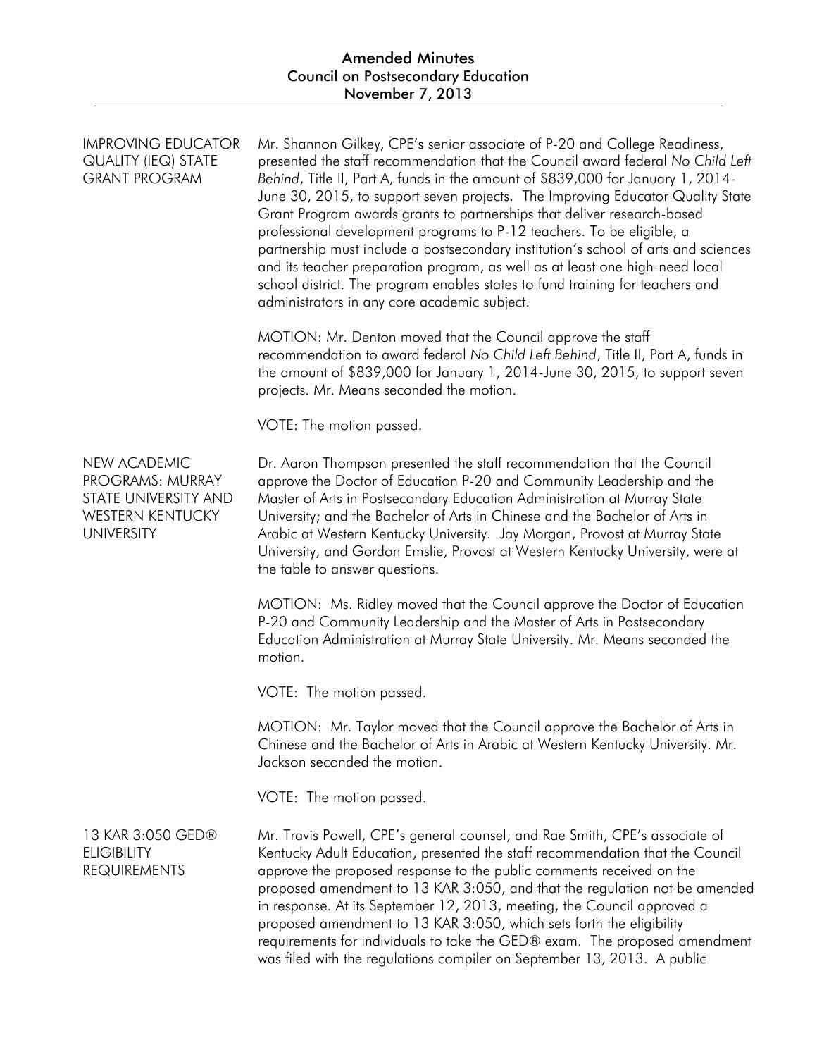IMPROVING EDUCATOR QUALITY (IEQ) STATE GRANT PROGRAM

Mr. Shannon Gilkey, CPE's senior associate of P-20 and College Readiness, presented the staff recommendation that the Council award federal *No Child Left Behind*, Title II, Part A, funds in the amount of $839,000 for January 1, 2014-June 30, 2015, to support seven projects. The Improving Educator Quality State Grant Program awards grants to partnerships that deliver research-based professional development programs to P-12 teachers. To be eligible, a partnership must include a postsecondary institution's school of arts and sciences and its teacher preparation program, as well as at least one high-need local school district. The program enables states to fund training for teachers and administrators in any core academic subject.

MOTION: Mr. Denton moved that the Council approve the staff recommendation to award federal *No Child Left Behind*, Title II, Part A, funds in the amount of $839,000 for January 1, 2014-June 30, 2015, to support seven projects. Mr. Means seconded the motion.

VOTE: The motion passed.

NEW ACADEMIC PROGRAMS: MURRAY STATE UNIVERSITY AND WESTERN KENTUCKY UNIVERSITY

Dr. Aaron Thompson presented the staff recommendation that the Council approve the Doctor of Education P-20 and Community Leadership and the Master of Arts in Postsecondary Education Administration at Murray State University; and the Bachelor of Arts in Chinese and the Bachelor of Arts in Arabic at Western Kentucky University. Jay Morgan, Provost at Murray State University, and Gordon Emslie, Provost at Western Kentucky University, were at the table to answer questions.

MOTION: Ms. Ridley moved that the Council approve the Doctor of Education P-20 and Community Leadership and the Master of Arts in Postsecondary Education Administration at Murray State University. Mr. Means seconded the motion.

VOTE: The motion passed.

MOTION: Mr. Taylor moved that the Council approve the Bachelor of Arts in Chinese and the Bachelor of Arts in Arabic at Western Kentucky University. Mr. Jackson seconded the motion.

VOTE: The motion passed.

13 KAR 3:050 GED® ELIGIBILITY REQUIREMENTS

Mr. Travis Powell, CPE's general counsel, and Rae Smith, CPE's associate of Kentucky Adult Education, presented the staff recommendation that the Council approve the proposed response to the public comments received on the proposed amendment to 13 KAR 3:050, and that the regulation not be amended in response. At its September 12, 2013, meeting, the Council approved a proposed amendment to 13 KAR 3:050, which sets forth the eligibility requirements for individuals to take the GED® exam. The proposed amendment was filed with the regulations compiler on September 13, 2013. A public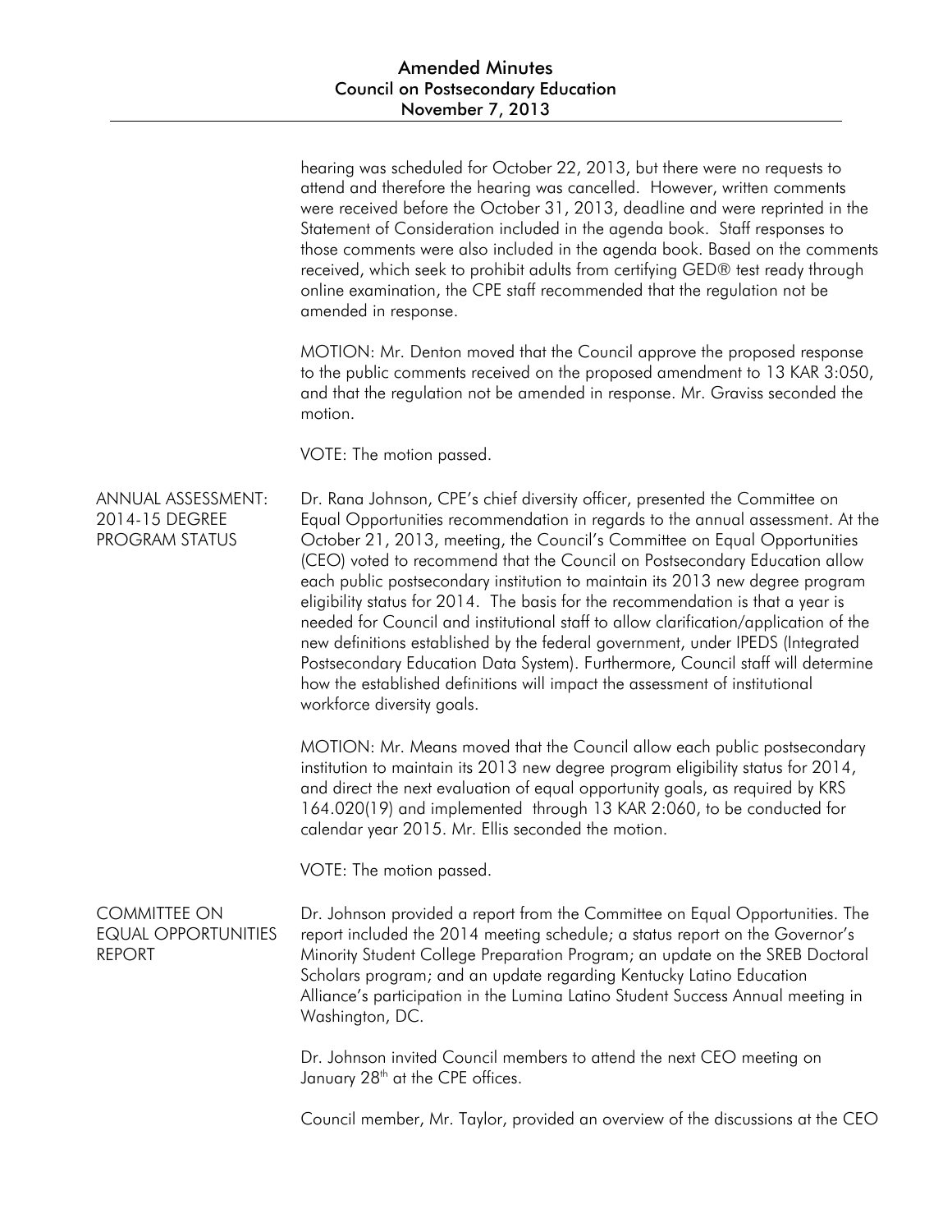hearing was scheduled for October 22, 2013, but there were no requests to attend and therefore the hearing was cancelled. However, written comments were received before the October 31, 2013, deadline and were reprinted in the Statement of Consideration included in the agenda book. Staff responses to those comments were also included in the agenda book. Based on the comments received, which seek to prohibit adults from certifying GED® test ready through online examination, the CPE staff recommended that the regulation not be amended in response.

MOTION: Mr. Denton moved that the Council approve the proposed response to the public comments received on the proposed amendment to 13 KAR 3:050, and that the regulation not be amended in response. Mr. Graviss seconded the motion.

VOTE: The motion passed.

**ANNUAL ASSESSMENT: 2014-15 DEGREE PROGRAM STATUS**

Dr. Rana Johnson, CPE's chief diversity officer, presented the Committee on Equal Opportunities recommendation in regards to the annual assessment. At the October 21, 2013, meeting, the Council's Committee on Equal Opportunities (CEO) voted to recommend that the Council on Postsecondary Education allow each public postsecondary institution to maintain its 2013 new degree program eligibility status for 2014. The basis for the recommendation is that a year is needed for Council and institutional staff to allow clarification/application of the new definitions established by the federal government, under IPEDS (Integrated Postsecondary Education Data System). Furthermore, Council staff will determine how the established definitions will impact the assessment of institutional workforce diversity goals.

MOTION: Mr. Means moved that the Council allow each public postsecondary institution to maintain its 2013 new degree program eligibility status for 2014, and direct the next evaluation of equal opportunity goals, as required by KRS 164.020(19) and implemented through 13 KAR 2:060, to be conducted for calendar year 2015. Mr. Ellis seconded the motion.

VOTE: The motion passed.

**COMMITTEE ON EQUAL OPPORTUNITIES REPORT**

Dr. Johnson provided a report from the Committee on Equal Opportunities. The report included the 2014 meeting schedule; a status report on the Governor's Minority Student College Preparation Program; an update on the SREB Doctoral Scholars program; and an update regarding Kentucky Latino Education Alliance's participation in the Lumina Latino Student Success Annual meeting in Washington, DC.

Dr. Johnson invited Council members to attend the next CEO meeting on January 28th at the CPE offices.

Council member, Mr. Taylor, provided an overview of the discussions at the CEO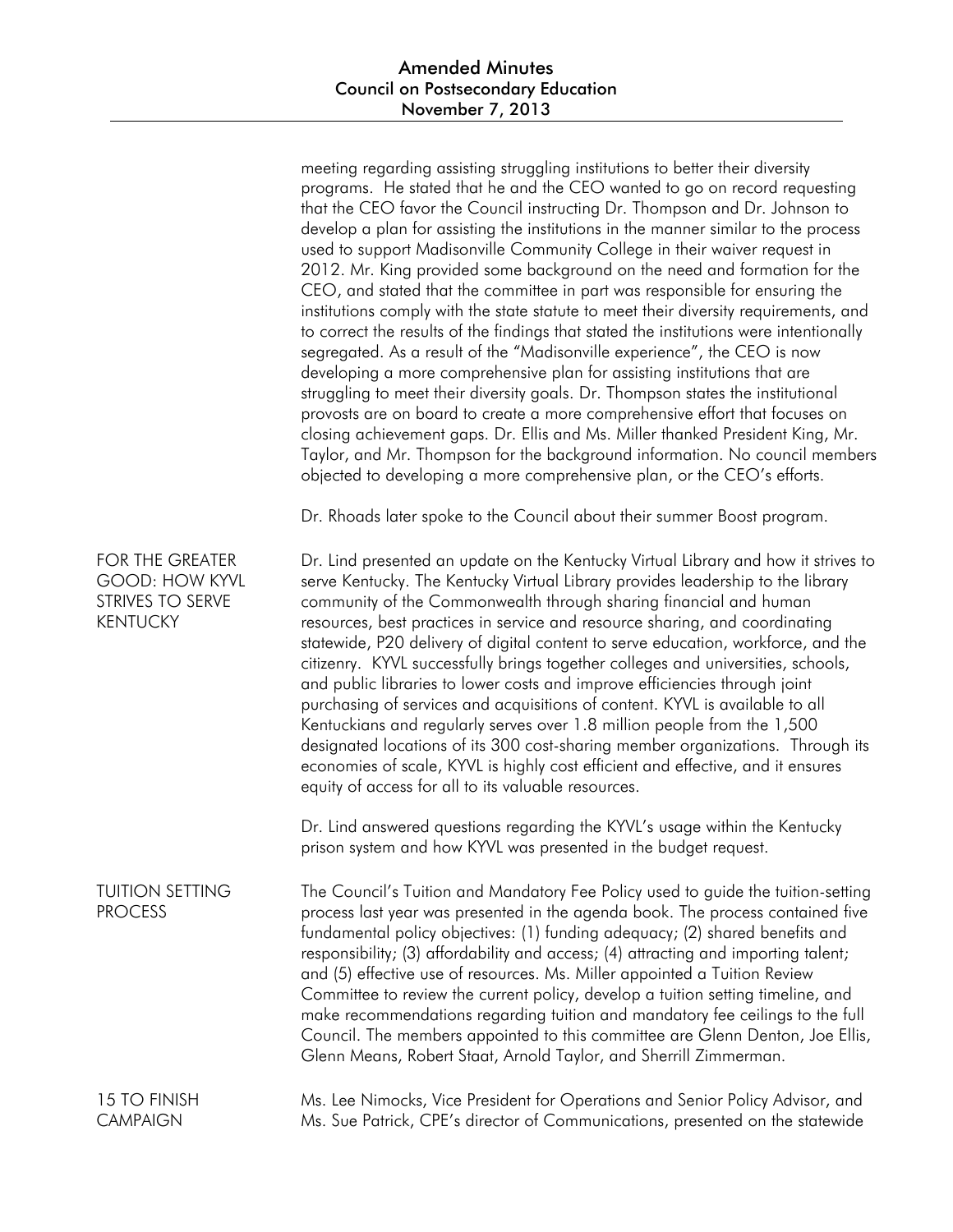meeting regarding assisting struggling institutions to better their diversity programs. He stated that he and the CEO wanted to go on record requesting that the CEO favor the Council instructing Dr. Thompson and Dr. Johnson to develop a plan for assisting the institutions in the manner similar to the process used to support Madisonville Community College in their waiver request in 2012. Mr. King provided some background on the need and formation for the CEO, and stated that the committee in part was responsible for ensuring the institutions comply with the state statute to meet their diversity requirements, and to correct the results of the findings that stated the institutions were intentionally segregated. As a result of the "Madisonville experience", the CEO is now developing a more comprehensive plan for assisting institutions that are struggling to meet their diversity goals. Dr. Thompson states the institutional provosts are on board to create a more comprehensive effort that focuses on closing achievement gaps. Dr. Ellis and Ms. Miller thanked President King, Mr. Taylor, and Mr. Thompson for the background information. No council members objected to developing a more comprehensive plan, or the CEO's efforts.

Dr. Rhoads later spoke to the Council about their summer Boost program.

## FOR THE GREATER GOOD: HOW KYVL STRIVES TO SERVE KENTUCKY

Dr. Lind presented an update on the Kentucky Virtual Library and how it strives to serve Kentucky. The Kentucky Virtual Library provides leadership to the library community of the Commonwealth through sharing financial and human resources, best practices in service and resource sharing, and coordinating statewide, P20 delivery of digital content to serve education, workforce, and the citizenry. KYVL successfully brings together colleges and universities, schools, and public libraries to lower costs and improve efficiencies through joint purchasing of services and acquisitions of content. KYVL is available to all Kentuckians and regularly serves over 1.8 million people from the 1,500 designated locations of its 300 cost-sharing member organizations. Through its economies of scale, KYVL is highly cost efficient and effective, and it ensures equity of access for all to its valuable resources.

Dr. Lind answered questions regarding the KYVL's usage within the Kentucky prison system and how KYVL was presented in the budget request.

## TUITION SETTING PROCESS

The Council's Tuition and Mandatory Fee Policy used to guide the tuition-setting process last year was presented in the agenda book. The process contained five fundamental policy objectives: (1) funding adequacy; (2) shared benefits and responsibility; (3) affordability and access; (4) attracting and importing talent; and (5) effective use of resources. Ms. Miller appointed a Tuition Review Committee to review the current policy, develop a tuition setting timeline, and make recommendations regarding tuition and mandatory fee ceilings to the full Council. The members appointed to this committee are Glenn Denton, Joe Ellis, Glenn Means, Robert Staat, Arnold Taylor, and Sherrill Zimmerman.

## 15 TO FINISH CAMPAIGN

Ms. Lee Nimocks, Vice President for Operations and Senior Policy Advisor, and Ms. Sue Patrick, CPE's director of Communications, presented on the statewide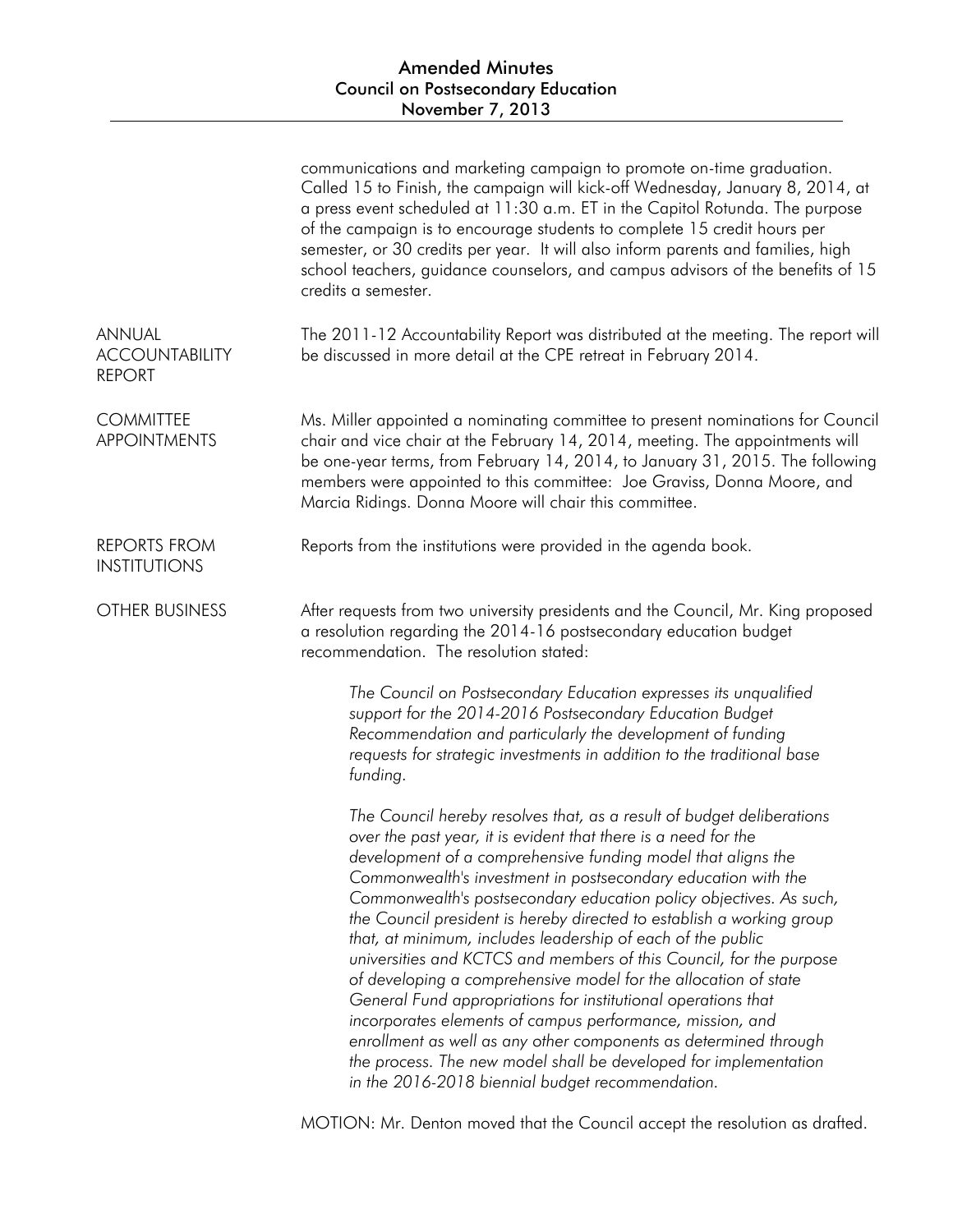communications and marketing campaign to promote on-time graduation. Called 15 to Finish, the campaign will kick-off Wednesday, January 8, 2014, at a press event scheduled at 11:30 a.m. ET in the Capitol Rotunda. The purpose of the campaign is to encourage students to complete 15 credit hours per semester, or 30 credits per year. It will also inform parents and families, high school teachers, guidance counselors, and campus advisors of the benefits of 15 credits a semester.

**ANNUAL ACCOUNTABILITY REPORT**

The 2011-12 Accountability Report was distributed at the meeting. The report will be discussed in more detail at the CPE retreat in February 2014.

**COMMITTEE APPOINTMENTS**

Ms. Miller appointed a nominating committee to present nominations for Council chair and vice chair at the February 14, 2014, meeting. The appointments will be one-year terms, from February 14, 2014, to January 31, 2015. The following members were appointed to this committee: Joe Graviss, Donna Moore, and Marcia Ridings. Donna Moore will chair this committee.

**REPORTS FROM INSTITUTIONS**

Reports from the institutions were provided in the agenda book.

**OTHER BUSINESS**

After requests from two university presidents and the Council, Mr. King proposed a resolution regarding the 2014-16 postsecondary education budget recommendation. The resolution stated:

> *The Council on Postsecondary Education expresses its unqualified support for the 2014-2016 Postsecondary Education Budget Recommendation and particularly the development of funding requests for strategic investments in addition to the traditional base funding.*
>
> *The Council hereby resolves that, as a result of budget deliberations over the past year, it is evident that there is a need for the development of a comprehensive funding model that aligns the Commonwealth's investment in postsecondary education with the Commonwealth's postsecondary education policy objectives. As such, the Council president is hereby directed to establish a working group that, at minimum, includes leadership of each of the public universities and KCTCS and members of this Council, for the purpose of developing a comprehensive model for the allocation of state General Fund appropriations for institutional operations that incorporates elements of campus performance, mission, and enrollment as well as any other components as determined through the process. The new model shall be developed for implementation in the 2016-2018 biennial budget recommendation.*

MOTION: Mr. Denton moved that the Council accept the resolution as drafted.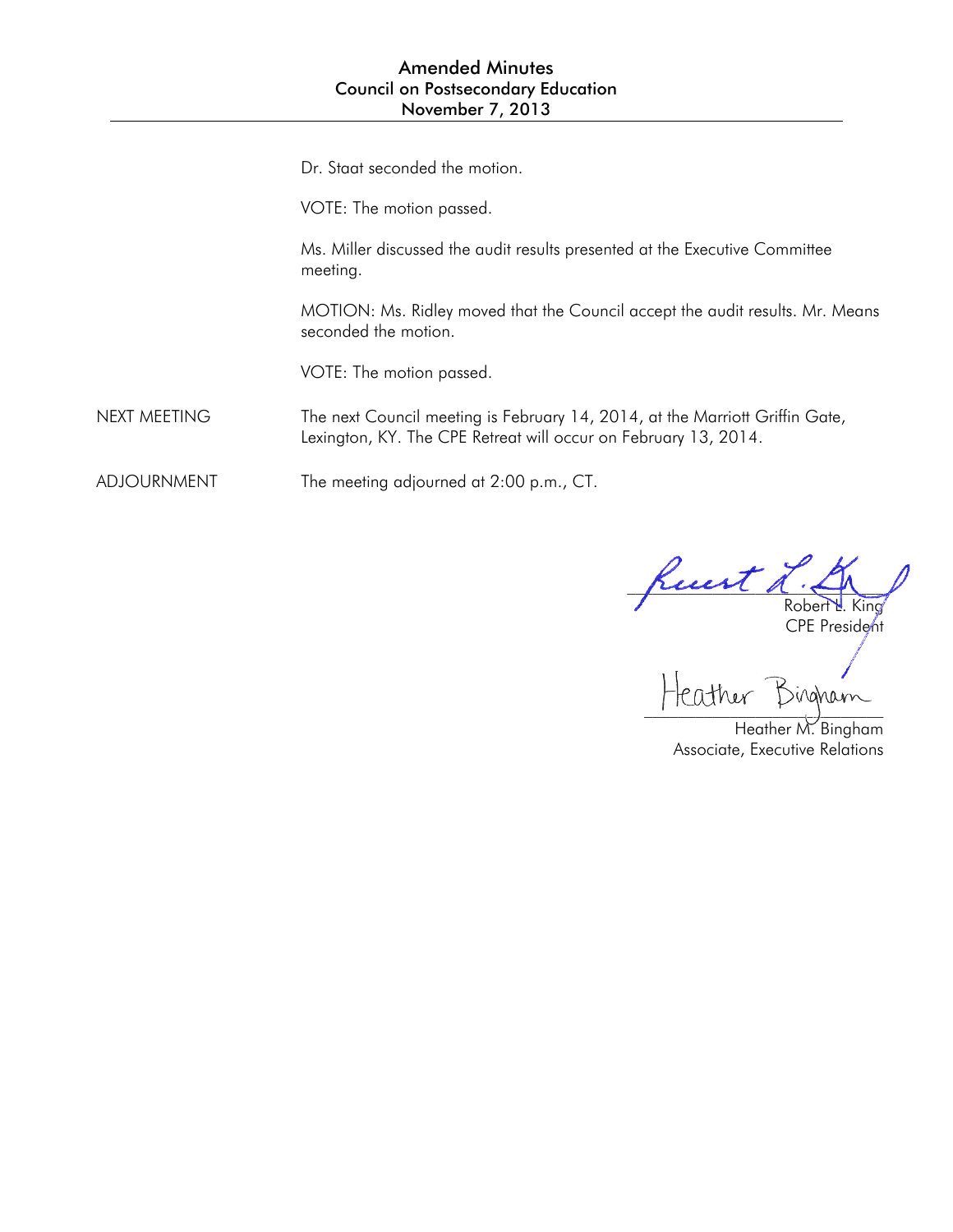Dr. Staat seconded the motion.

VOTE: The motion passed.

Ms. Miller discussed the audit results presented at the Executive Committee meeting.

MOTION: Ms. Ridley moved that the Council accept the audit results. Mr. Means seconded the motion.

VOTE: The motion passed.

NEXT MEETING The next Council meeting is February 14, 2014, at the Marriott Griffin Gate, Lexington, KY. The CPE Retreat will occur on February 13, 2014.

ADJOURNMENT The meeting adjourned at 2:00 p.m., CT.

Robert L. King
CPE President

Heather M. Bingham
Associate, Executive Relations